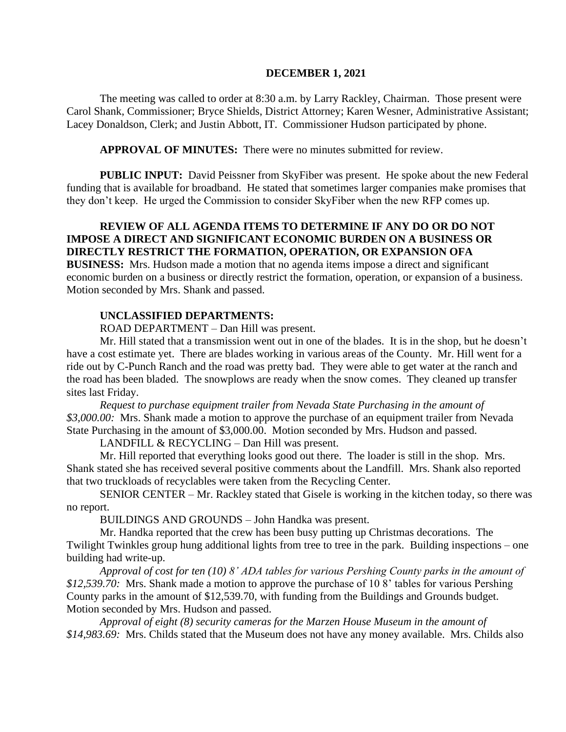**DECEMBER 1, 2021**

The meeting was called to order at 8:30 a.m. by Larry Rackley, Chairman. Those present were Carol Shank, Commissioner; Bryce Shields, District Attorney; Karen Wesner, Administrative Assistant; Lacey Donaldson, Clerk; and Justin Abbott, IT. Commissioner Hudson participated by phone.

**APPROVAL OF MINUTES:** There were no minutes submitted for review.

**PUBLIC INPUT:** David Peissner from SkyFiber was present. He spoke about the new Federal funding that is available for broadband. He stated that sometimes larger companies make promises that they don't keep. He urged the Commission to consider SkyFiber when the new RFP comes up.

**REVIEW OF ALL AGENDA ITEMS TO DETERMINE IF ANY DO OR DO NOT IMPOSE A DIRECT AND SIGNIFICANT ECONOMIC BURDEN ON A BUSINESS OR DIRECTLY RESTRICT THE FORMATION, OPERATION, OR EXPANSION OFA BUSINESS:** Mrs. Hudson made a motion that no agenda items impose a direct and significant economic burden on a business or directly restrict the formation, operation, or expansion of a business. Motion seconded by Mrs. Shank and passed.

**UNCLASSIFIED DEPARTMENTS:**

ROAD DEPARTMENT – Dan Hill was present.

Mr. Hill stated that a transmission went out in one of the blades. It is in the shop, but he doesn't have a cost estimate yet. There are blades working in various areas of the County. Mr. Hill went for a ride out by C-Punch Ranch and the road was pretty bad. They were able to get water at the ranch and the road has been bladed. The snowplows are ready when the snow comes. They cleaned up transfer sites last Friday.

*Request to purchase equipment trailer from Nevada State Purchasing in the amount of $3,000.00:* Mrs. Shank made a motion to approve the purchase of an equipment trailer from Nevada State Purchasing in the amount of $3,000.00. Motion seconded by Mrs. Hudson and passed.

LANDFILL & RECYCLING – Dan Hill was present.

Mr. Hill reported that everything looks good out there. The loader is still in the shop. Mrs. Shank stated she has received several positive comments about the Landfill. Mrs. Shank also reported that two truckloads of recyclables were taken from the Recycling Center.

SENIOR CENTER – Mr. Rackley stated that Gisele is working in the kitchen today, so there was no report.

BUILDINGS AND GROUNDS – John Handka was present.

Mr. Handka reported that the crew has been busy putting up Christmas decorations. The Twilight Twinkles group hung additional lights from tree to tree in the park. Building inspections – one building had write-up.

*Approval of cost for ten (10) 8' ADA tables for various Pershing County parks in the amount of $12,539.70:* Mrs. Shank made a motion to approve the purchase of 10 8' tables for various Pershing County parks in the amount of $12,539.70, with funding from the Buildings and Grounds budget. Motion seconded by Mrs. Hudson and passed.

*Approval of eight (8) security cameras for the Marzen House Museum in the amount of $14,983.69:* Mrs. Childs stated that the Museum does not have any money available. Mrs. Childs also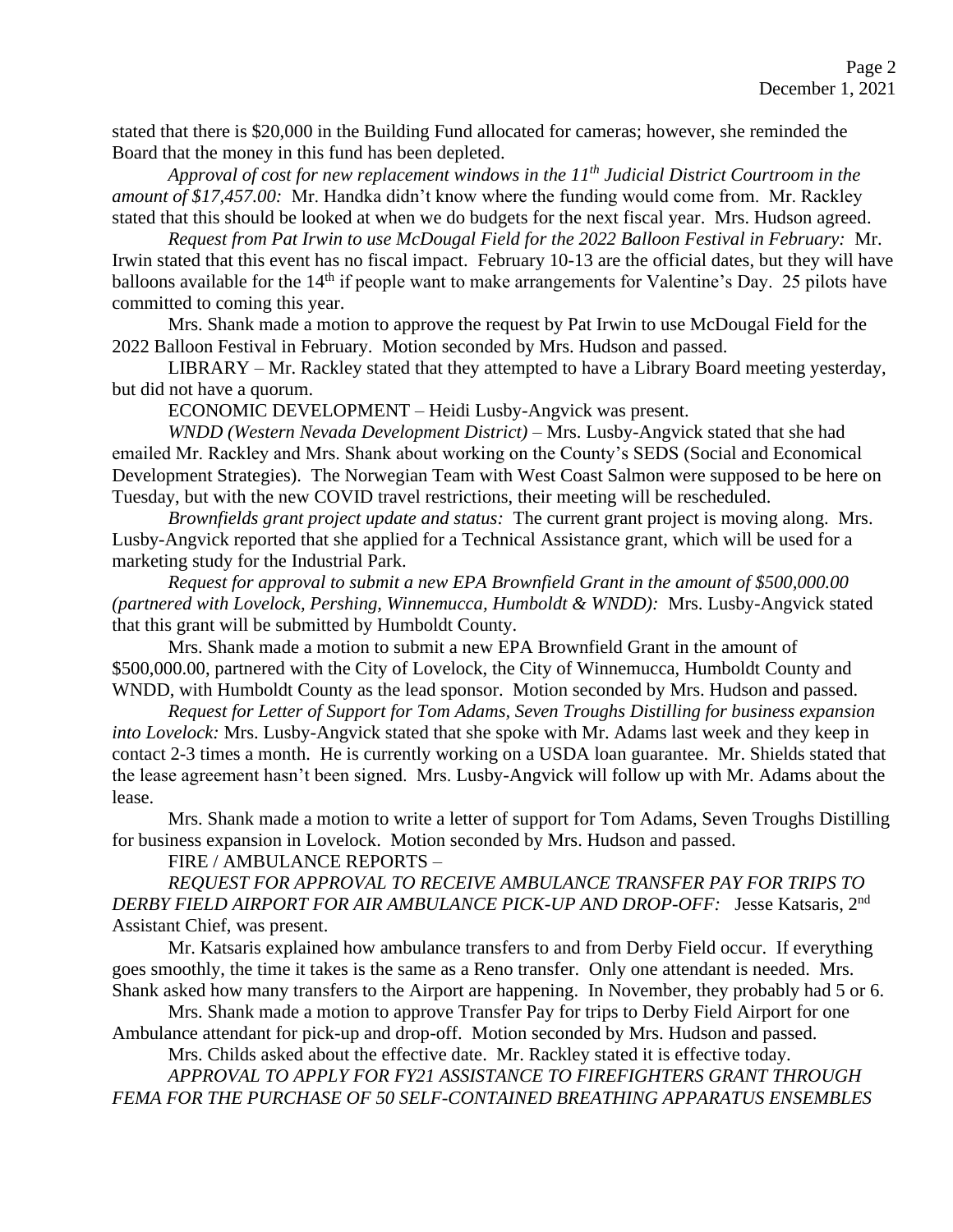stated that there is $20,000 in the Building Fund allocated for cameras; however, she reminded the Board that the money in this fund has been depleted.

*Approval of cost for new replacement windows in the 11th Judicial District Courtroom in the amount of $17,457.00:* Mr. Handka didn't know where the funding would come from. Mr. Rackley stated that this should be looked at when we do budgets for the next fiscal year. Mrs. Hudson agreed.

*Request from Pat Irwin to use McDougal Field for the 2022 Balloon Festival in February:* Mr. Irwin stated that this event has no fiscal impact. February 10-13 are the official dates, but they will have balloons available for the 14th if people want to make arrangements for Valentine's Day. 25 pilots have committed to coming this year.

Mrs. Shank made a motion to approve the request by Pat Irwin to use McDougal Field for the 2022 Balloon Festival in February. Motion seconded by Mrs. Hudson and passed.

LIBRARY – Mr. Rackley stated that they attempted to have a Library Board meeting yesterday, but did not have a quorum.

ECONOMIC DEVELOPMENT – Heidi Lusby-Angvick was present.

*WNDD (Western Nevada Development District)* – Mrs. Lusby-Angvick stated that she had emailed Mr. Rackley and Mrs. Shank about working on the County's SEDS (Social and Economical Development Strategies). The Norwegian Team with West Coast Salmon were supposed to be here on Tuesday, but with the new COVID travel restrictions, their meeting will be rescheduled.

*Brownfields grant project update and status:* The current grant project is moving along. Mrs. Lusby-Angvick reported that she applied for a Technical Assistance grant, which will be used for a marketing study for the Industrial Park.

*Request for approval to submit a new EPA Brownfield Grant in the amount of $500,000.00 (partnered with Lovelock, Pershing, Winnemucca, Humboldt & WNDD):* Mrs. Lusby-Angvick stated that this grant will be submitted by Humboldt County.

Mrs. Shank made a motion to submit a new EPA Brownfield Grant in the amount of $500,000.00, partnered with the City of Lovelock, the City of Winnemucca, Humboldt County and WNDD, with Humboldt County as the lead sponsor. Motion seconded by Mrs. Hudson and passed.

*Request for Letter of Support for Tom Adams, Seven Troughs Distilling for business expansion into Lovelock:* Mrs. Lusby-Angvick stated that she spoke with Mr. Adams last week and they keep in contact 2-3 times a month. He is currently working on a USDA loan guarantee. Mr. Shields stated that the lease agreement hasn't been signed. Mrs. Lusby-Angvick will follow up with Mr. Adams about the lease.

Mrs. Shank made a motion to write a letter of support for Tom Adams, Seven Troughs Distilling for business expansion in Lovelock. Motion seconded by Mrs. Hudson and passed.

FIRE / AMBULANCE REPORTS –

*REQUEST FOR APPROVAL TO RECEIVE AMBULANCE TRANSFER PAY FOR TRIPS TO DERBY FIELD AIRPORT FOR AIR AMBULANCE PICK-UP AND DROP-OFF:* Jesse Katsaris, 2nd Assistant Chief, was present.

Mr. Katsaris explained how ambulance transfers to and from Derby Field occur. If everything goes smoothly, the time it takes is the same as a Reno transfer. Only one attendant is needed. Mrs. Shank asked how many transfers to the Airport are happening. In November, they probably had 5 or 6.

Mrs. Shank made a motion to approve Transfer Pay for trips to Derby Field Airport for one Ambulance attendant for pick-up and drop-off. Motion seconded by Mrs. Hudson and passed.

Mrs. Childs asked about the effective date. Mr. Rackley stated it is effective today.

*APPROVAL TO APPLY FOR FY21 ASSISTANCE TO FIREFIGHTERS GRANT THROUGH FEMA FOR THE PURCHASE OF 50 SELF-CONTAINED BREATHING APPARATUS ENSEMBLES*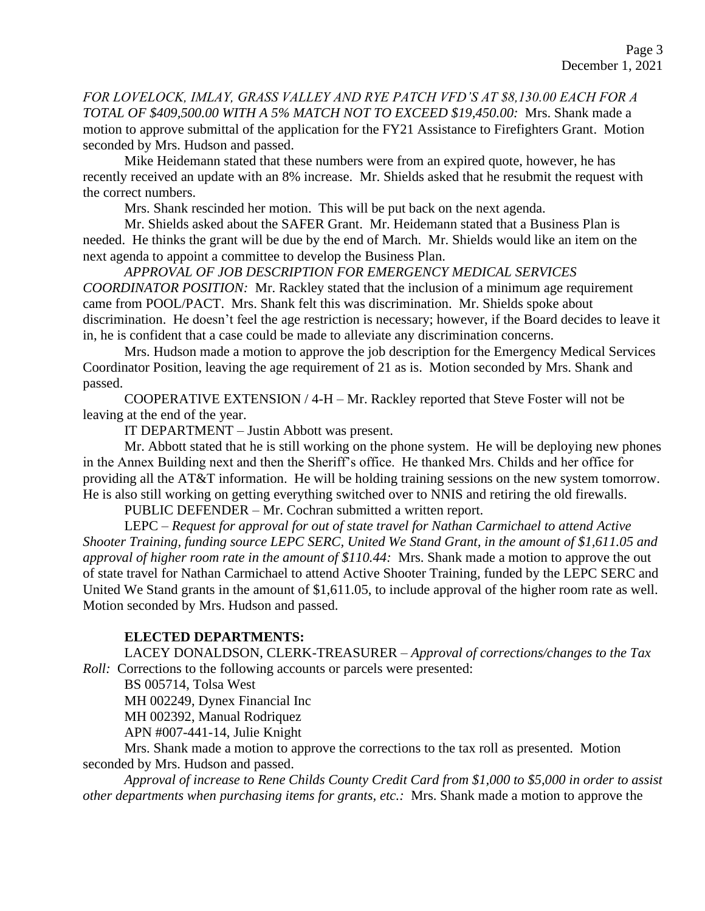*FOR LOVELOCK, IMLAY, GRASS VALLEY AND RYE PATCH VFD'S AT $8,130.00 EACH FOR A TOTAL OF $409,500.00 WITH A 5% MATCH NOT TO EXCEED $19,450.00:* Mrs. Shank made a motion to approve submittal of the application for the FY21 Assistance to Firefighters Grant. Motion seconded by Mrs. Hudson and passed.

Mike Heidemann stated that these numbers were from an expired quote, however, he has recently received an update with an 8% increase. Mr. Shields asked that he resubmit the request with the correct numbers.

Mrs. Shank rescinded her motion. This will be put back on the next agenda.

Mr. Shields asked about the SAFER Grant. Mr. Heidemann stated that a Business Plan is needed. He thinks the grant will be due by the end of March. Mr. Shields would like an item on the next agenda to appoint a committee to develop the Business Plan.

*APPROVAL OF JOB DESCRIPTION FOR EMERGENCY MEDICAL SERVICES COORDINATOR POSITION:* Mr. Rackley stated that the inclusion of a minimum age requirement came from POOL/PACT. Mrs. Shank felt this was discrimination. Mr. Shields spoke about discrimination. He doesn't feel the age restriction is necessary; however, if the Board decides to leave it in, he is confident that a case could be made to alleviate any discrimination concerns.

Mrs. Hudson made a motion to approve the job description for the Emergency Medical Services Coordinator Position, leaving the age requirement of 21 as is. Motion seconded by Mrs. Shank and passed.

COOPERATIVE EXTENSION / 4-H – Mr. Rackley reported that Steve Foster will not be leaving at the end of the year.

IT DEPARTMENT – Justin Abbott was present.

Mr. Abbott stated that he is still working on the phone system. He will be deploying new phones in the Annex Building next and then the Sheriff's office. He thanked Mrs. Childs and her office for providing all the AT&T information. He will be holding training sessions on the new system tomorrow. He is also still working on getting everything switched over to NNIS and retiring the old firewalls.

PUBLIC DEFENDER – Mr. Cochran submitted a written report.

LEPC – *Request for approval for out of state travel for Nathan Carmichael to attend Active Shooter Training, funding source LEPC SERC, United We Stand Grant, in the amount of $1,611.05 and approval of higher room rate in the amount of $110.44:* Mrs. Shank made a motion to approve the out of state travel for Nathan Carmichael to attend Active Shooter Training, funded by the LEPC SERC and United We Stand grants in the amount of $1,611.05, to include approval of the higher room rate as well. Motion seconded by Mrs. Hudson and passed.

**ELECTED DEPARTMENTS:**

LACEY DONALDSON, CLERK-TREASURER – *Approval of corrections/changes to the Tax Roll:* Corrections to the following accounts or parcels were presented:

BS 005714, Tolsa West

MH 002249, Dynex Financial Inc

MH 002392, Manual Rodriquez

APN #007-441-14, Julie Knight

Mrs. Shank made a motion to approve the corrections to the tax roll as presented. Motion seconded by Mrs. Hudson and passed.

*Approval of increase to Rene Childs County Credit Card from $1,000 to $5,000 in order to assist other departments when purchasing items for grants, etc.:* Mrs. Shank made a motion to approve the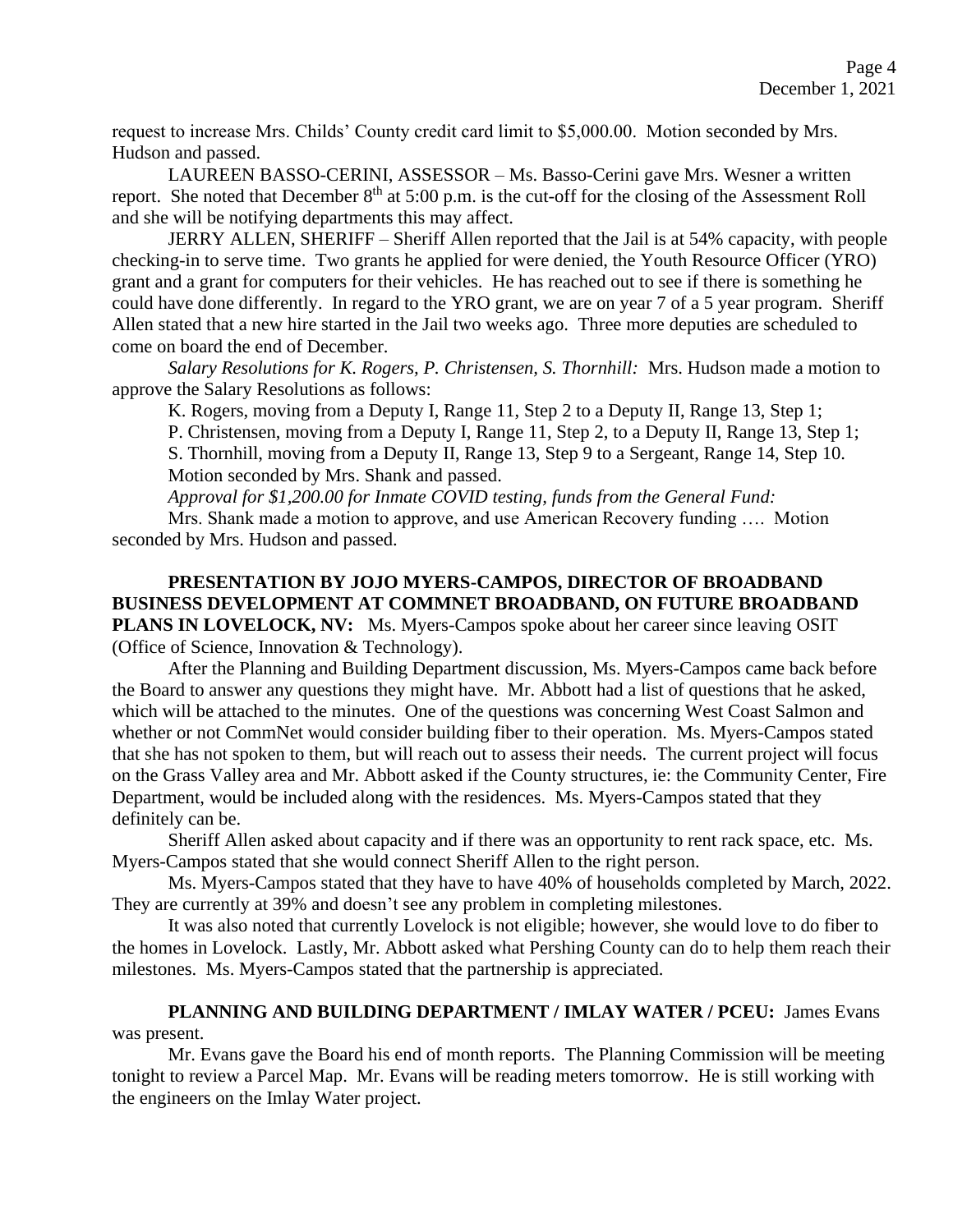request to increase Mrs. Childs' County credit card limit to $5,000.00. Motion seconded by Mrs. Hudson and passed.

LAUREEN BASSO-CERINI, ASSESSOR – Ms. Basso-Cerini gave Mrs. Wesner a written report. She noted that December 8th at 5:00 p.m. is the cut-off for the closing of the Assessment Roll and she will be notifying departments this may affect.

JERRY ALLEN, SHERIFF – Sheriff Allen reported that the Jail is at 54% capacity, with people checking-in to serve time. Two grants he applied for were denied, the Youth Resource Officer (YRO) grant and a grant for computers for their vehicles. He has reached out to see if there is something he could have done differently. In regard to the YRO grant, we are on year 7 of a 5 year program. Sheriff Allen stated that a new hire started in the Jail two weeks ago. Three more deputies are scheduled to come on board the end of December.

*Salary Resolutions for K. Rogers, P. Christensen, S. Thornhill:* Mrs. Hudson made a motion to approve the Salary Resolutions as follows:

K. Rogers, moving from a Deputy I, Range 11, Step 2 to a Deputy II, Range 13, Step 1;

P. Christensen, moving from a Deputy I, Range 11, Step 2, to a Deputy II, Range 13, Step 1;

S. Thornhill, moving from a Deputy II, Range 13, Step 9 to a Sergeant, Range 14, Step 10.

Motion seconded by Mrs. Shank and passed.

*Approval for $1,200.00 for Inmate COVID testing, funds from the General Fund:*

Mrs. Shank made a motion to approve, and use American Recovery funding …. Motion seconded by Mrs. Hudson and passed.

**PRESENTATION BY JOJO MYERS-CAMPOS, DIRECTOR OF BROADBAND BUSINESS DEVELOPMENT AT COMMNET BROADBAND, ON FUTURE BROADBAND PLANS IN LOVELOCK, NV:** Ms. Myers-Campos spoke about her career since leaving OSIT (Office of Science, Innovation & Technology).

After the Planning and Building Department discussion, Ms. Myers-Campos came back before the Board to answer any questions they might have. Mr. Abbott had a list of questions that he asked, which will be attached to the minutes. One of the questions was concerning West Coast Salmon and whether or not CommNet would consider building fiber to their operation. Ms. Myers-Campos stated that she has not spoken to them, but will reach out to assess their needs. The current project will focus on the Grass Valley area and Mr. Abbott asked if the County structures, ie: the Community Center, Fire Department, would be included along with the residences. Ms. Myers-Campos stated that they definitely can be.

Sheriff Allen asked about capacity and if there was an opportunity to rent rack space, etc. Ms. Myers-Campos stated that she would connect Sheriff Allen to the right person.

Ms. Myers-Campos stated that they have to have 40% of households completed by March, 2022. They are currently at 39% and doesn't see any problem in completing milestones.

It was also noted that currently Lovelock is not eligible; however, she would love to do fiber to the homes in Lovelock. Lastly, Mr. Abbott asked what Pershing County can do to help them reach their milestones. Ms. Myers-Campos stated that the partnership is appreciated.

**PLANNING AND BUILDING DEPARTMENT / IMLAY WATER / PCEU:** James Evans was present.

Mr. Evans gave the Board his end of month reports. The Planning Commission will be meeting tonight to review a Parcel Map. Mr. Evans will be reading meters tomorrow. He is still working with the engineers on the Imlay Water project.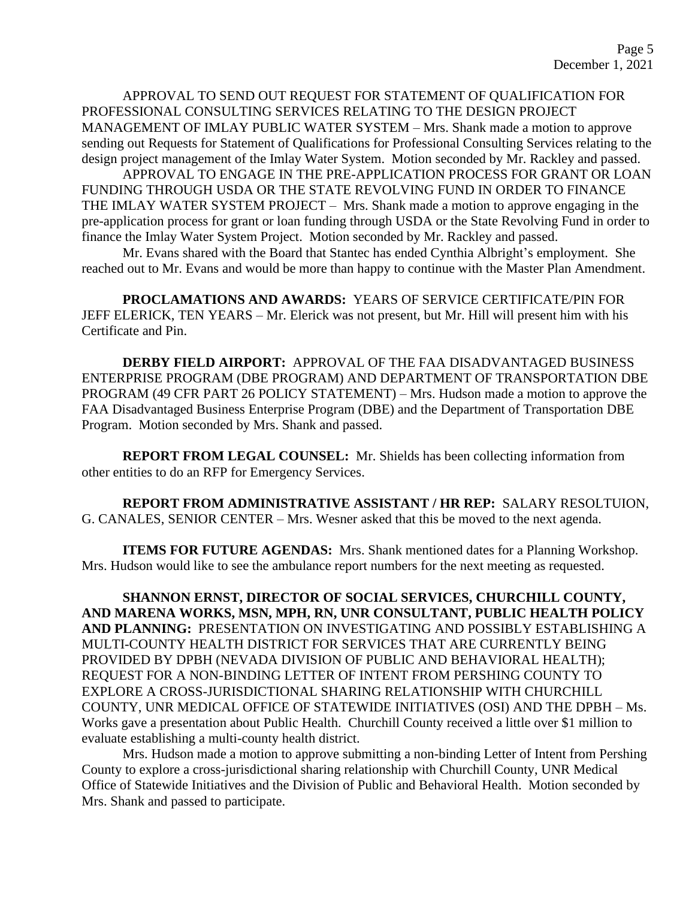APPROVAL TO SEND OUT REQUEST FOR STATEMENT OF QUALIFICATION FOR PROFESSIONAL CONSULTING SERVICES RELATING TO THE DESIGN PROJECT MANAGEMENT OF IMLAY PUBLIC WATER SYSTEM – Mrs. Shank made a motion to approve sending out Requests for Statement of Qualifications for Professional Consulting Services relating to the design project management of the Imlay Water System. Motion seconded by Mr. Rackley and passed.

APPROVAL TO ENGAGE IN THE PRE-APPLICATION PROCESS FOR GRANT OR LOAN FUNDING THROUGH USDA OR THE STATE REVOLVING FUND IN ORDER TO FINANCE THE IMLAY WATER SYSTEM PROJECT – Mrs. Shank made a motion to approve engaging in the pre-application process for grant or loan funding through USDA or the State Revolving Fund in order to finance the Imlay Water System Project. Motion seconded by Mr. Rackley and passed.

Mr. Evans shared with the Board that Stantec has ended Cynthia Albright's employment. She reached out to Mr. Evans and would be more than happy to continue with the Master Plan Amendment.

**PROCLAMATIONS AND AWARDS:** YEARS OF SERVICE CERTIFICATE/PIN FOR JEFF ELERICK, TEN YEARS – Mr. Elerick was not present, but Mr. Hill will present him with his Certificate and Pin.

**DERBY FIELD AIRPORT:** APPROVAL OF THE FAA DISADVANTAGED BUSINESS ENTERPRISE PROGRAM (DBE PROGRAM) AND DEPARTMENT OF TRANSPORTATION DBE PROGRAM (49 CFR PART 26 POLICY STATEMENT) – Mrs. Hudson made a motion to approve the FAA Disadvantaged Business Enterprise Program (DBE) and the Department of Transportation DBE Program. Motion seconded by Mrs. Shank and passed.

**REPORT FROM LEGAL COUNSEL:** Mr. Shields has been collecting information from other entities to do an RFP for Emergency Services.

**REPORT FROM ADMINISTRATIVE ASSISTANT / HR REP:** SALARY RESOLTUION, G. CANALES, SENIOR CENTER – Mrs. Wesner asked that this be moved to the next agenda.

**ITEMS FOR FUTURE AGENDAS:** Mrs. Shank mentioned dates for a Planning Workshop. Mrs. Hudson would like to see the ambulance report numbers for the next meeting as requested.

**SHANNON ERNST, DIRECTOR OF SOCIAL SERVICES, CHURCHILL COUNTY, AND MARENA WORKS, MSN, MPH, RN, UNR CONSULTANT, PUBLIC HEALTH POLICY AND PLANNING:** PRESENTATION ON INVESTIGATING AND POSSIBLY ESTABLISHING A MULTI-COUNTY HEALTH DISTRICT FOR SERVICES THAT ARE CURRENTLY BEING PROVIDED BY DPBH (NEVADA DIVISION OF PUBLIC AND BEHAVIORAL HEALTH); REQUEST FOR A NON-BINDING LETTER OF INTENT FROM PERSHING COUNTY TO EXPLORE A CROSS-JURISDICTIONAL SHARING RELATIONSHIP WITH CHURCHILL COUNTY, UNR MEDICAL OFFICE OF STATEWIDE INITIATIVES (OSI) AND THE DPBH – Ms. Works gave a presentation about Public Health. Churchill County received a little over $1 million to evaluate establishing a multi-county health district.

Mrs. Hudson made a motion to approve submitting a non-binding Letter of Intent from Pershing County to explore a cross-jurisdictional sharing relationship with Churchill County, UNR Medical Office of Statewide Initiatives and the Division of Public and Behavioral Health. Motion seconded by Mrs. Shank and passed to participate.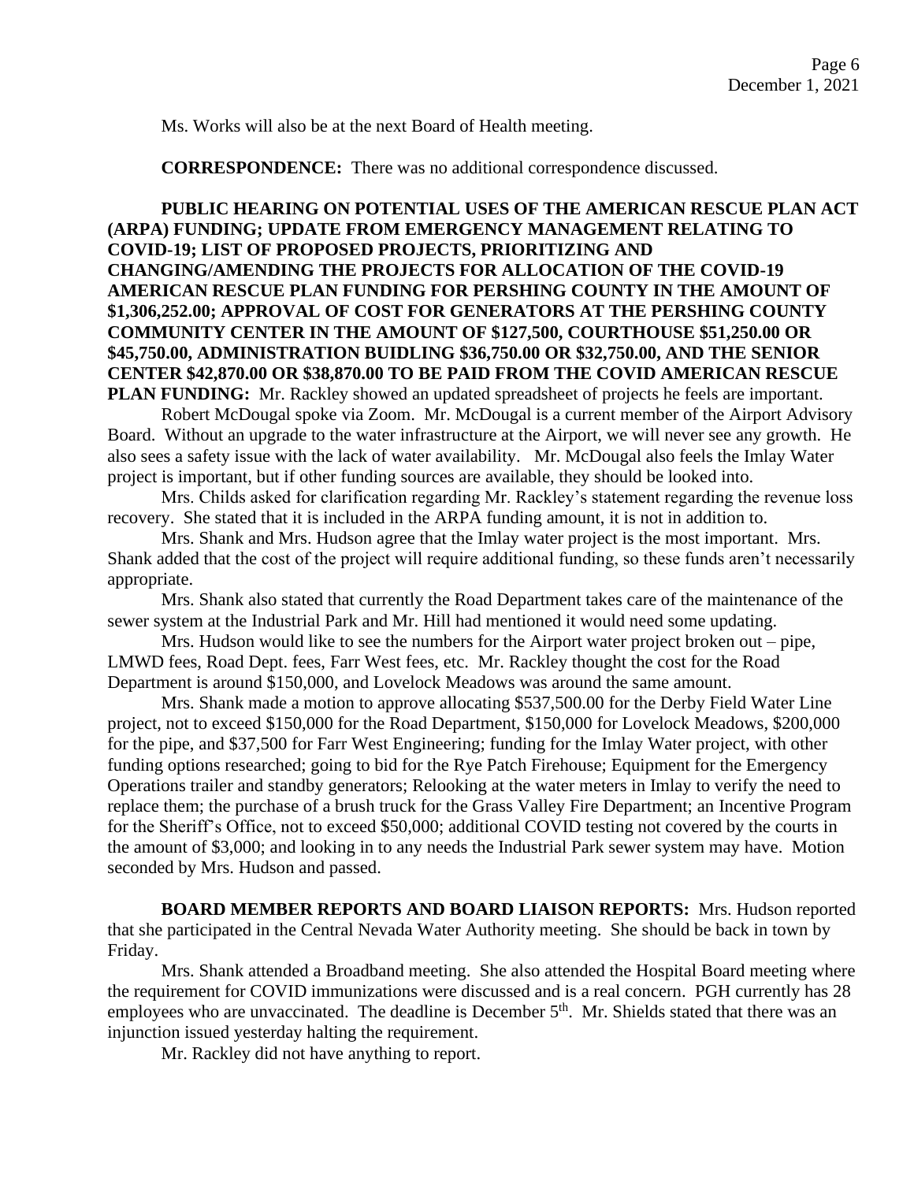Ms. Works will also be at the next Board of Health meeting.

**CORRESPONDENCE:** There was no additional correspondence discussed.

**PUBLIC HEARING ON POTENTIAL USES OF THE AMERICAN RESCUE PLAN ACT (ARPA) FUNDING; UPDATE FROM EMERGENCY MANAGEMENT RELATING TO COVID-19; LIST OF PROPOSED PROJECTS, PRIORITIZING AND CHANGING/AMENDING THE PROJECTS FOR ALLOCATION OF THE COVID-19 AMERICAN RESCUE PLAN FUNDING FOR PERSHING COUNTY IN THE AMOUNT OF $1,306,252.00; APPROVAL OF COST FOR GENERATORS AT THE PERSHING COUNTY COMMUNITY CENTER IN THE AMOUNT OF $127,500, COURTHOUSE $51,250.00 OR $45,750.00, ADMINISTRATION BUIDLING $36,750.00 OR $32,750.00, AND THE SENIOR CENTER $42,870.00 OR $38,870.00 TO BE PAID FROM THE COVID AMERICAN RESCUE PLAN FUNDING:** Mr. Rackley showed an updated spreadsheet of projects he feels are important.

Robert McDougal spoke via Zoom. Mr. McDougal is a current member of the Airport Advisory Board. Without an upgrade to the water infrastructure at the Airport, we will never see any growth. He also sees a safety issue with the lack of water availability. Mr. McDougal also feels the Imlay Water project is important, but if other funding sources are available, they should be looked into.

Mrs. Childs asked for clarification regarding Mr. Rackley's statement regarding the revenue loss recovery. She stated that it is included in the ARPA funding amount, it is not in addition to.

Mrs. Shank and Mrs. Hudson agree that the Imlay water project is the most important. Mrs. Shank added that the cost of the project will require additional funding, so these funds aren't necessarily appropriate.

Mrs. Shank also stated that currently the Road Department takes care of the maintenance of the sewer system at the Industrial Park and Mr. Hill had mentioned it would need some updating.

Mrs. Hudson would like to see the numbers for the Airport water project broken out – pipe, LMWD fees, Road Dept. fees, Farr West fees, etc. Mr. Rackley thought the cost for the Road Department is around $150,000, and Lovelock Meadows was around the same amount.

Mrs. Shank made a motion to approve allocating $537,500.00 for the Derby Field Water Line project, not to exceed $150,000 for the Road Department, $150,000 for Lovelock Meadows, $200,000 for the pipe, and $37,500 for Farr West Engineering; funding for the Imlay Water project, with other funding options researched; going to bid for the Rye Patch Firehouse; Equipment for the Emergency Operations trailer and standby generators; Relooking at the water meters in Imlay to verify the need to replace them; the purchase of a brush truck for the Grass Valley Fire Department; an Incentive Program for the Sheriff's Office, not to exceed $50,000; additional COVID testing not covered by the courts in the amount of $3,000; and looking in to any needs the Industrial Park sewer system may have. Motion seconded by Mrs. Hudson and passed.

**BOARD MEMBER REPORTS AND BOARD LIAISON REPORTS:** Mrs. Hudson reported that she participated in the Central Nevada Water Authority meeting. She should be back in town by Friday.

Mrs. Shank attended a Broadband meeting. She also attended the Hospital Board meeting where the requirement for COVID immunizations were discussed and is a real concern. PGH currently has 28 employees who are unvaccinated. The deadline is December 5th. Mr. Shields stated that there was an injunction issued yesterday halting the requirement.

Mr. Rackley did not have anything to report.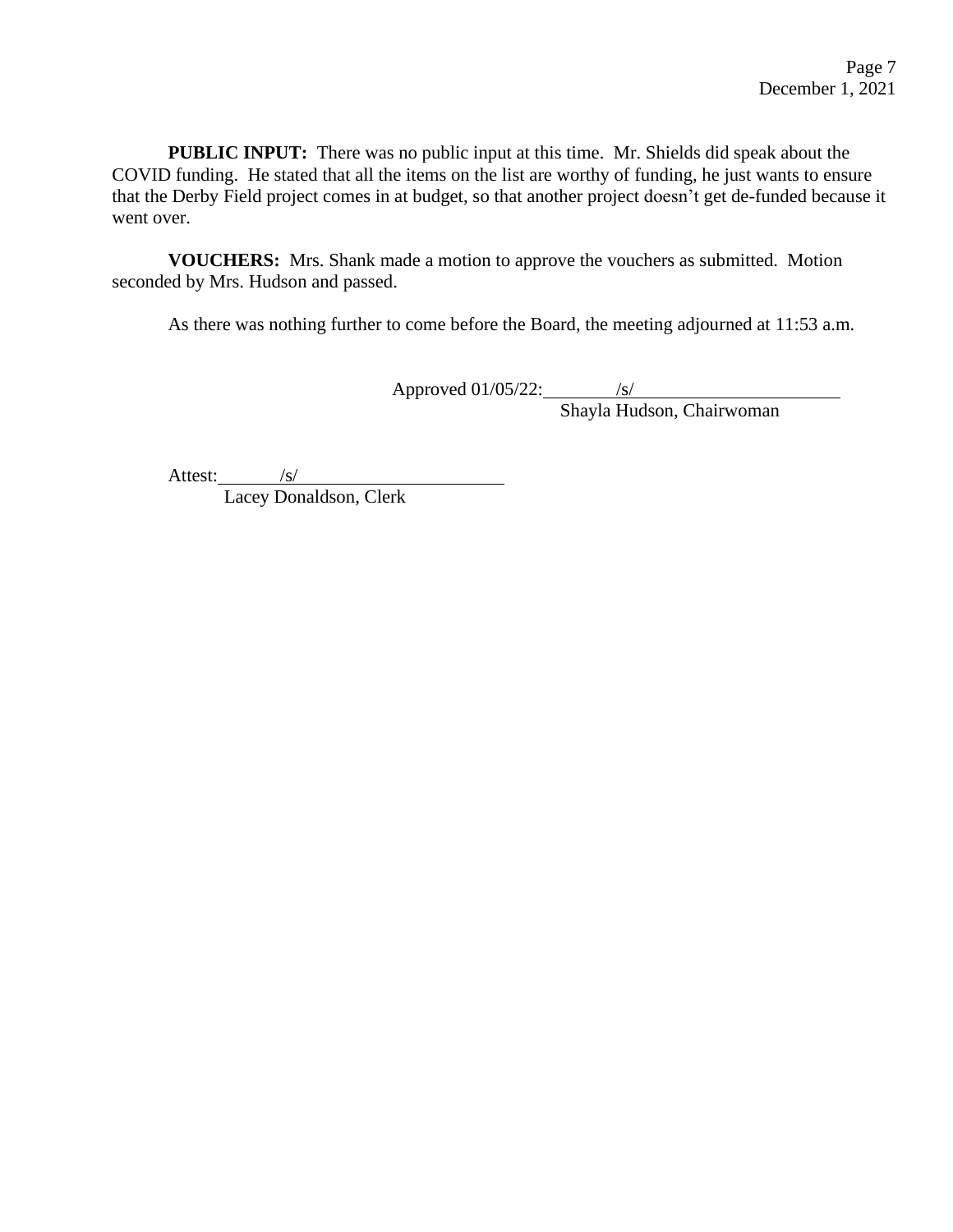**PUBLIC INPUT:** There was no public input at this time. Mr. Shields did speak about the COVID funding. He stated that all the items on the list are worthy of funding, he just wants to ensure that the Derby Field project comes in at budget, so that another project doesn't get de-funded because it went over.

**VOUCHERS:** Mrs. Shank made a motion to approve the vouchers as submitted. Motion seconded by Mrs. Hudson and passed.

As there was nothing further to come before the Board, the meeting adjourned at 11:53 a.m.

Approved 01/05/22: /s/
Shayla Hudson, Chairwoman

Attest: /s/
Lacey Donaldson, Clerk